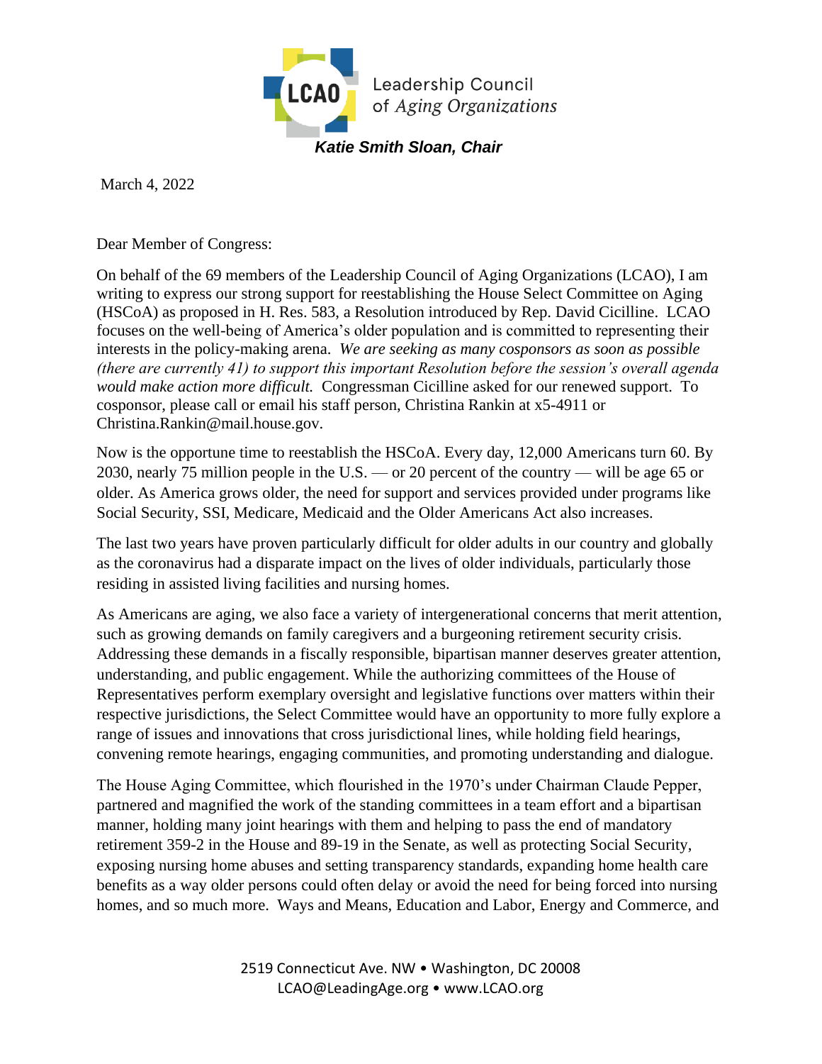Leadership Council of *Aging Organizations*

***Katie Smith Sloan, Chair***

March 4, 2022

Dear Member of Congress:

On behalf of the 69 members of the Leadership Council of Aging Organizations (LCAO), I am writing to express our strong support for reestablishing the House Select Committee on Aging (HSCoA) as proposed in H. Res. 583, a Resolution introduced by Rep. David Cicilline. LCAO focuses on the well-being of America's older population and is committed to representing their interests in the policy-making arena. *We are seeking as many cosponsors as soon as possible (there are currently 41) to support this important Resolution before the session's overall agenda would make action more difficult.* Congressman Cicilline asked for our renewed support. To cosponsor, please call or email his staff person, Christina Rankin at x5-4911 or Christina.Rankin@mail.house.gov.

Now is the opportune time to reestablish the HSCoA. Every day, 12,000 Americans turn 60. By 2030, nearly 75 million people in the U.S. — or 20 percent of the country — will be age 65 or older. As America grows older, the need for support and services provided under programs like Social Security, SSI, Medicare, Medicaid and the Older Americans Act also increases.

The last two years have proven particularly difficult for older adults in our country and globally as the coronavirus had a disparate impact on the lives of older individuals, particularly those residing in assisted living facilities and nursing homes.

As Americans are aging, we also face a variety of intergenerational concerns that merit attention, such as growing demands on family caregivers and a burgeoning retirement security crisis. Addressing these demands in a fiscally responsible, bipartisan manner deserves greater attention, understanding, and public engagement. While the authorizing committees of the House of Representatives perform exemplary oversight and legislative functions over matters within their respective jurisdictions, the Select Committee would have an opportunity to more fully explore a range of issues and innovations that cross jurisdictional lines, while holding field hearings, convening remote hearings, engaging communities, and promoting understanding and dialogue.

The House Aging Committee, which flourished in the 1970's under Chairman Claude Pepper, partnered and magnified the work of the standing committees in a team effort and a bipartisan manner, holding many joint hearings with them and helping to pass the end of mandatory retirement 359-2 in the House and 89-19 in the Senate, as well as protecting Social Security, exposing nursing home abuses and setting transparency standards, expanding home health care benefits as a way older persons could often delay or avoid the need for being forced into nursing homes, and so much more. Ways and Means, Education and Labor, Energy and Commerce, and

2519 Connecticut Ave. NW • Washington, DC 20008
LCAO@LeadingAge.org • www.LCAO.org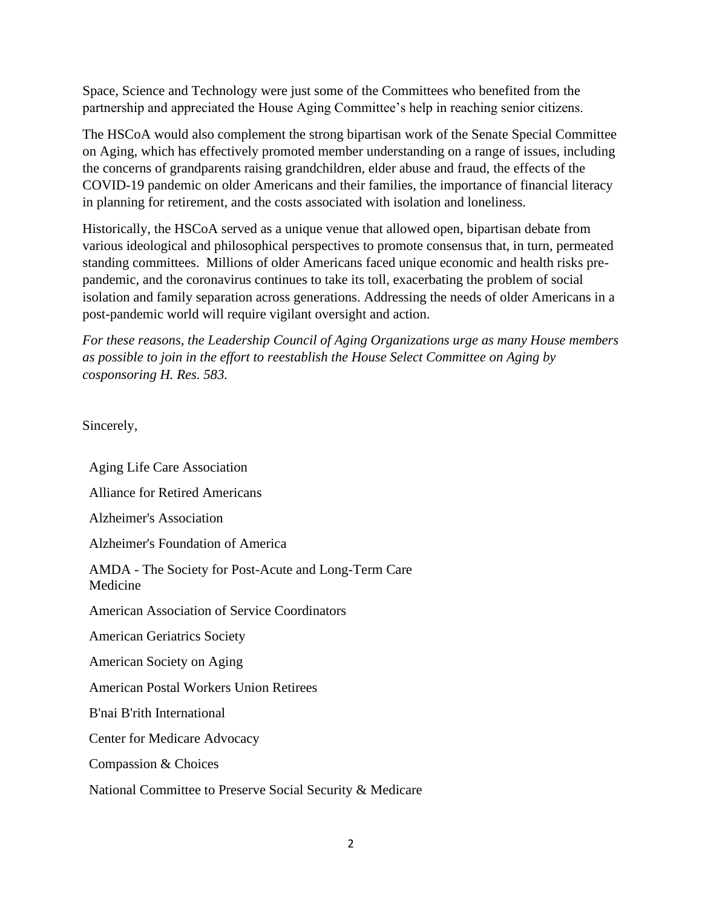Space, Science and Technology were just some of the Committees who benefited from the partnership and appreciated the House Aging Committee's help in reaching senior citizens.

The HSCoA would also complement the strong bipartisan work of the Senate Special Committee on Aging, which has effectively promoted member understanding on a range of issues, including the concerns of grandparents raising grandchildren, elder abuse and fraud, the effects of the COVID-19 pandemic on older Americans and their families, the importance of financial literacy in planning for retirement, and the costs associated with isolation and loneliness.

Historically, the HSCoA served as a unique venue that allowed open, bipartisan debate from various ideological and philosophical perspectives to promote consensus that, in turn, permeated standing committees. Millions of older Americans faced unique economic and health risks pre-pandemic, and the coronavirus continues to take its toll, exacerbating the problem of social isolation and family separation across generations. Addressing the needs of older Americans in a post-pandemic world will require vigilant oversight and action.

*For these reasons, the Leadership Council of Aging Organizations urge as many House members as possible to join in the effort to reestablish the House Select Committee on Aging by cosponsoring H. Res. 583.*

Sincerely,

Aging Life Care Association

Alliance for Retired Americans

Alzheimer's Association

Alzheimer's Foundation of America

AMDA - The Society for Post-Acute and Long-Term Care Medicine

American Association of Service Coordinators

American Geriatrics Society

American Society on Aging

American Postal Workers Union Retirees

B'nai B'rith International

Center for Medicare Advocacy

Compassion & Choices

National Committee to Preserve Social Security & Medicare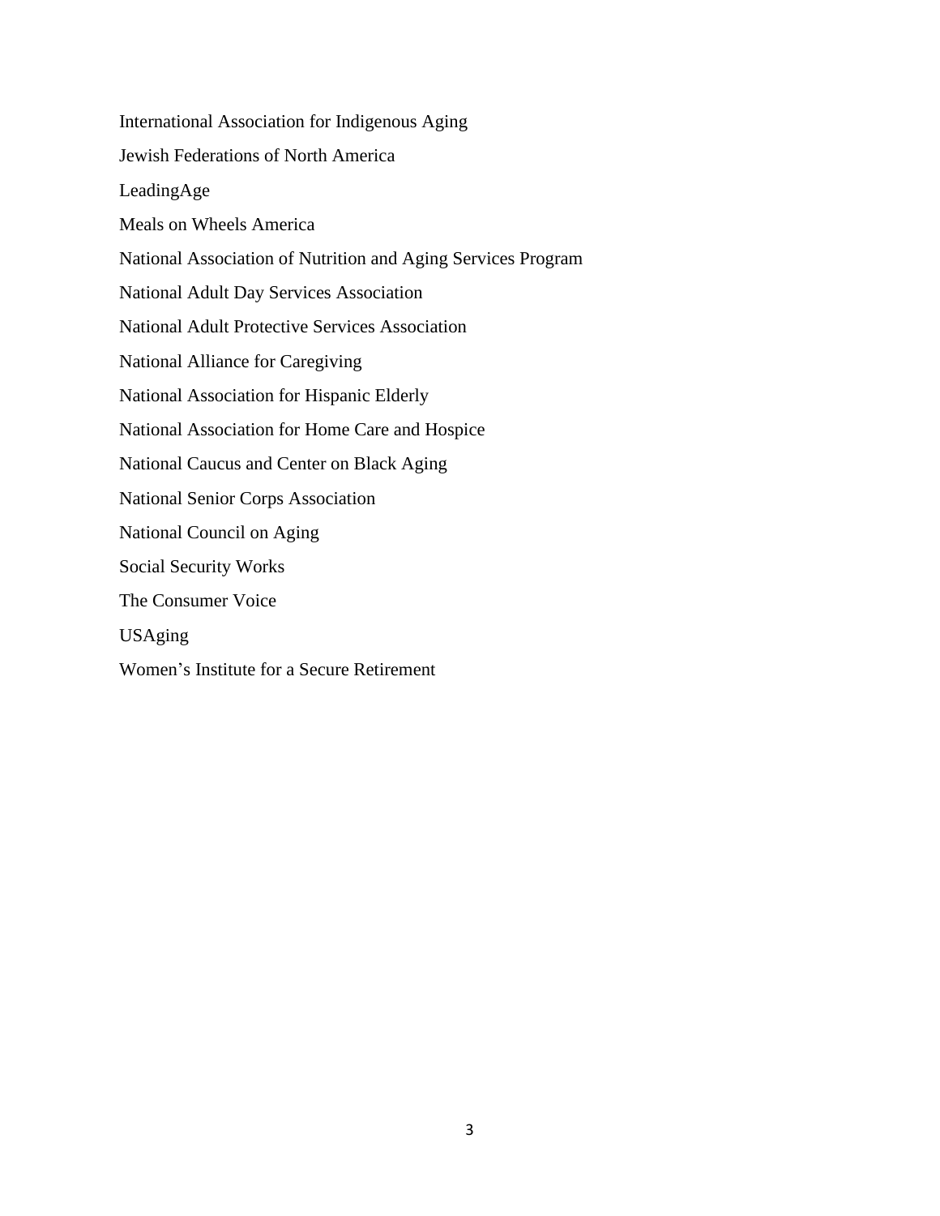International Association for Indigenous Aging

Jewish Federations of North America

LeadingAge

Meals on Wheels America

National Association of Nutrition and Aging Services Program

National Adult Day Services Association

National Adult Protective Services Association

National Alliance for Caregiving

National Association for Hispanic Elderly

National Association for Home Care and Hospice

National Caucus and Center on Black Aging

National Senior Corps Association

National Council on Aging

Social Security Works

The Consumer Voice

USAging

Women's Institute for a Secure Retirement